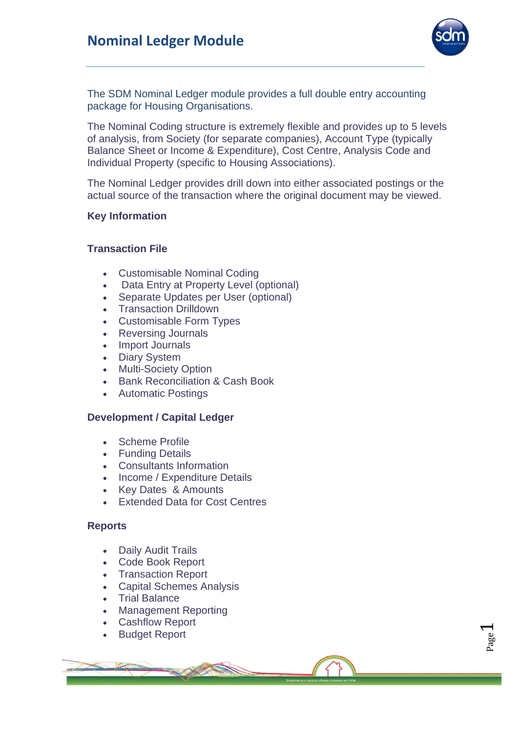# Nominal Ledger Module

The SDM Nominal Ledger module provides a full double entry accounting package for Housing Organisations.

The Nominal Coding structure is extremely flexible and provides up to 5 levels of analysis, from Society (for separate companies), Account Type (typically Balance Sheet or Income & Expenditure), Cost Centre, Analysis Code and Individual Property (specific to Housing Associations).

The Nominal Ledger provides drill down into either associated postings or the actual source of the transaction where the original document may be viewed.

## Key Information

### Transaction File

- Customisable Nominal Coding
- Data Entry at Property Level (optional)
- Separate Updates per User (optional)
- Transaction Drilldown
- Customisable Form Types
- Reversing Journals
- Import Journals
- Diary System
- Multi-Society Option
- Bank Reconciliation & Cash Book
- Automatic Postings

### Development / Capital Ledger

- Scheme Profile
- Funding Details
- Consultants Information
- Income / Expenditure Details
- Key Dates & Amounts
- Extended Data for Cost Centres

### Reports

- Daily Audit Trails
- Code Book Report
- Transaction Report
- Capital Schemes Analysis
- Trial Balance
- Management Reporting
- Cashflow Report
- Budget Report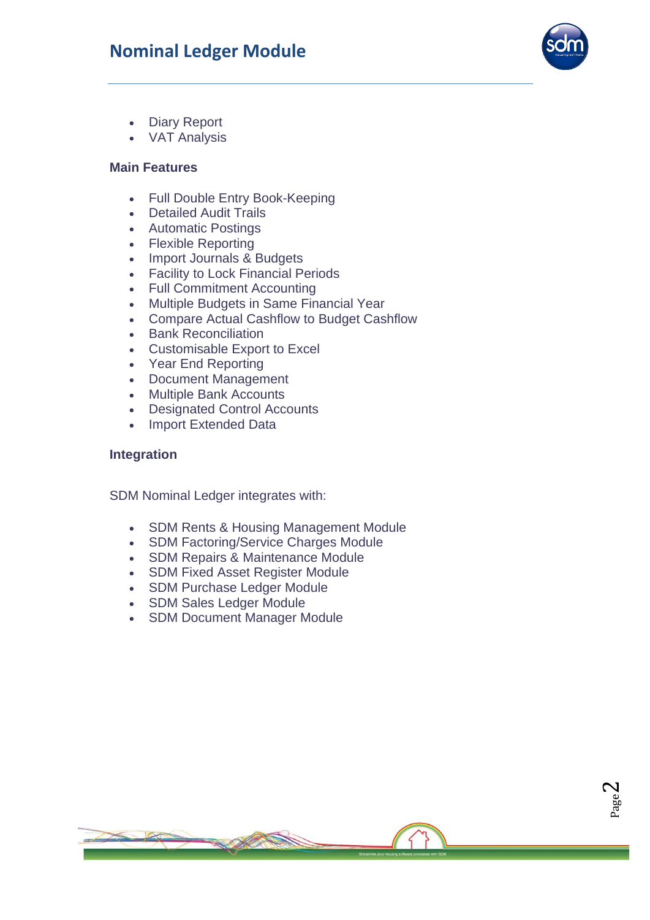- Diary Report
- VAT Analysis

**Main Features**

- Full Double Entry Book-Keeping
- Detailed Audit Trails
- Automatic Postings
- Flexible Reporting
- Import Journals & Budgets
- Facility to Lock Financial Periods
- Full Commitment Accounting
- Multiple Budgets in Same Financial Year
- Compare Actual Cashflow to Budget Cashflow
- Bank Reconciliation
- Customisable Export to Excel
- Year End Reporting
- Document Management
- Multiple Bank Accounts
- Designated Control Accounts
- Import Extended Data

**Integration**

SDM Nominal Ledger integrates with:

- SDM Rents & Housing Management Module
- SDM Factoring/Service Charges Module
- SDM Repairs & Maintenance Module
- SDM Fixed Asset Register Module
- SDM Purchase Ledger Module
- SDM Sales Ledger Module
- SDM Document Manager Module